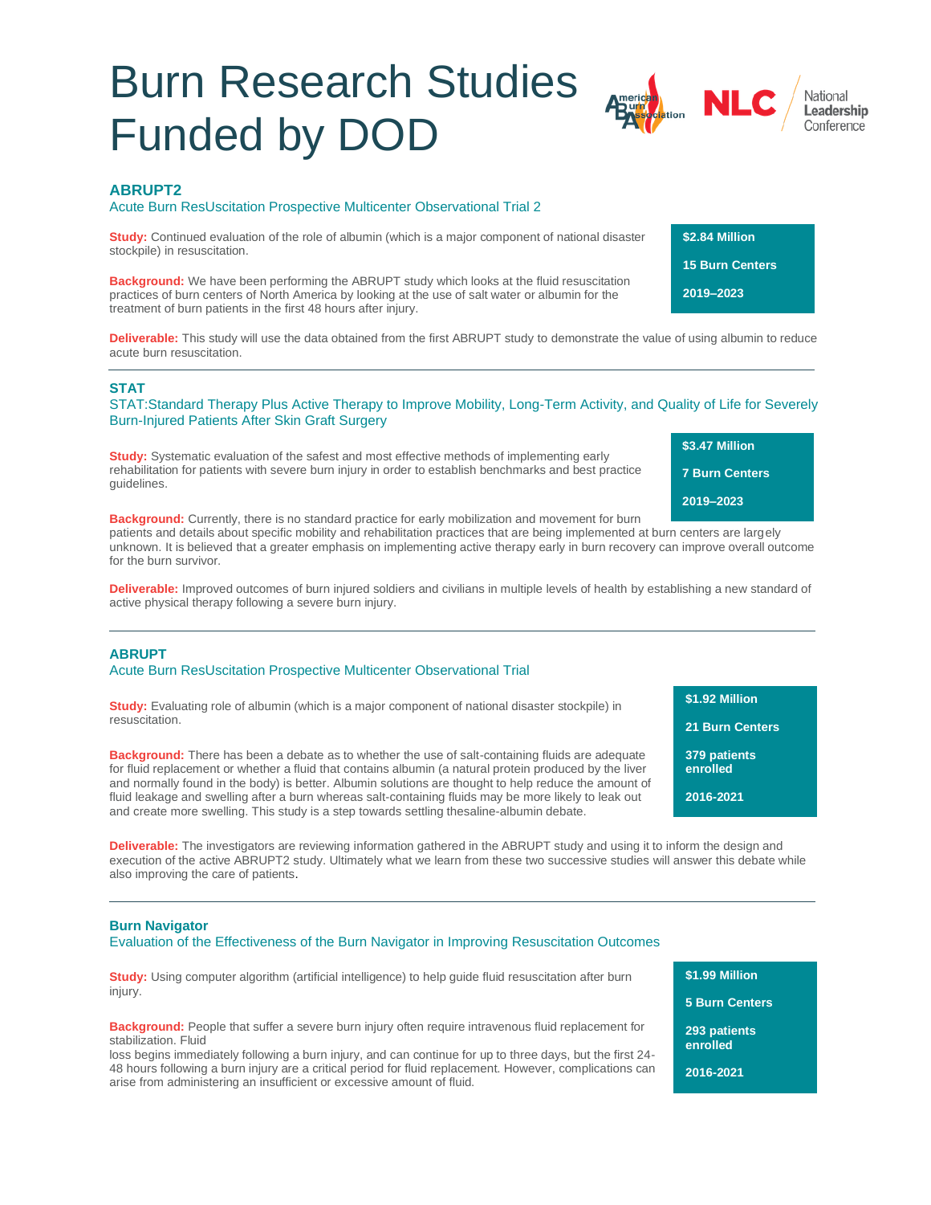# Burn Research Studies Funded by DOD

## ABRUPT2

### Acute Burn ResUscitation Prospective Multicenter Observational Trial 2

**$2.84 Million**

**15 Burn Centers**

**2019–2023**

**Study:** Continued evaluation of the role of albumin (which is a major component of national disaster stockpile) in resuscitation.

**Background:** We have been performing the ABRUPT study which looks at the fluid resuscitation practices of burn centers of North America by looking at the use of salt water or albumin for the treatment of burn patients in the first 48 hours after injury.

**Deliverable:** This study will use the data obtained from the first ABRUPT study to demonstrate the value of using albumin to reduce acute burn resuscitation.

---

## STAT

### STAT:Standard Therapy Plus Active Therapy to Improve Mobility, Long-Term Activity, and Quality of Life for Severely Burn-Injured Patients After Skin Graft Surgery

**$3.47 Million**

**7 Burn Centers**

**2019–2023**

**Study:** Systematic evaluation of the safest and most effective methods of implementing early rehabilitation for patients with severe burn injury in order to establish benchmarks and best practice guidelines.

**Background:** Currently, there is no standard practice for early mobilization and movement for burn patients and details about specific mobility and rehabilitation practices that are being implemented at burn centers are largely unknown. It is believed that a greater emphasis on implementing active therapy early in burn recovery can improve overall outcome for the burn survivor.

**Deliverable:** Improved outcomes of burn injured soldiers and civilians in multiple levels of health by establishing a new standard of active physical therapy following a severe burn injury.

---

## ABRUPT

### Acute Burn ResUscitation Prospective Multicenter Observational Trial

**$1.92 Million**

**21 Burn Centers**

**379 patients enrolled**

**2016-2021**

**Study:** Evaluating role of albumin (which is a major component of national disaster stockpile) in resuscitation.

**Background:** There has been a debate as to whether the use of salt-containing fluids are adequate for fluid replacement or whether a fluid that contains albumin (a natural protein produced by the liver and normally found in the body) is better. Albumin solutions are thought to help reduce the amount of fluid leakage and swelling after a burn whereas salt-containing fluids may be more likely to leak out and create more swelling. This study is a step towards settling thesaline-albumin debate.

**Deliverable:** The investigators are reviewing information gathered in the ABRUPT study and using it to inform the design and execution of the active ABRUPT2 study. Ultimately what we learn from these two successive studies will answer this debate while also improving the care of patients.

---

## Burn Navigator

### Evaluation of the Effectiveness of the Burn Navigator in Improving Resuscitation Outcomes

**$1.99 Million**

**5 Burn Centers**

**293 patients enrolled**

**2016-2021**

**Study:** Using computer algorithm (artificial intelligence) to help guide fluid resuscitation after burn injury.

**Background:** People that suffer a severe burn injury often require intravenous fluid replacement for stabilization. Fluid loss begins immediately following a burn injury, and can continue for up to three days, but the first 24-48 hours following a burn injury are a critical period for fluid replacement. However, complications can arise from administering an insufficient or excessive amount of fluid.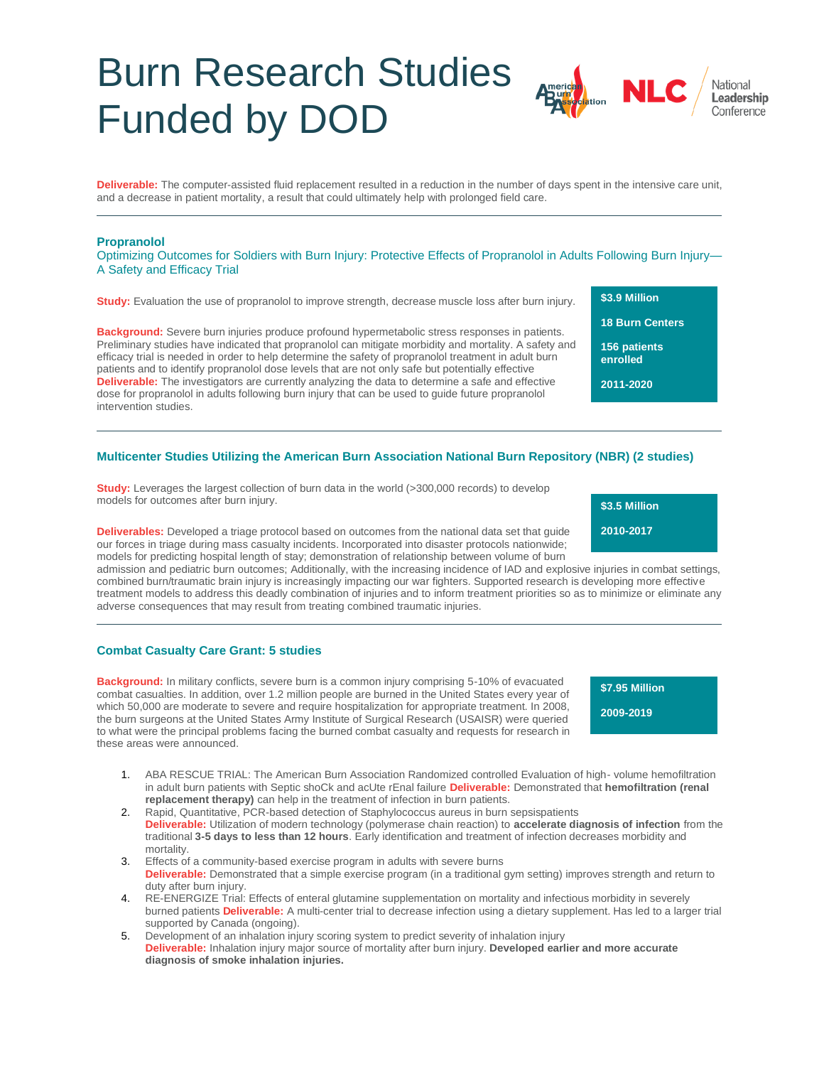# Burn Research Studies Funded by DOD

**Deliverable:** The computer-assisted fluid replacement resulted in a reduction in the number of days spent in the intensive care unit, and a decrease in patient mortality, a result that could ultimately help with prolonged field care.

---

### Propranolol

Optimizing Outcomes for Soldiers with Burn Injury: Protective Effects of Propranolol in Adults Following Burn Injury—A Safety and Efficacy Trial

**Study:** Evaluation the use of propranolol to improve strength, decrease muscle loss after burn injury.

**Background:** Severe burn injuries produce profound hypermetabolic stress responses in patients. Preliminary studies have indicated that propranolol can mitigate morbidity and mortality. A safety and efficacy trial is needed in order to help determine the safety of propranolol treatment in adult burn patients and to identify propranolol dose levels that are not only safe but potentially effective
**Deliverable:** The investigators are currently analyzing the data to determine a safe and effective dose for propranolol in adults following burn injury that can be used to guide future propranolol intervention studies.

**$3.9 Million**

**18 Burn Centers**

**156 patients enrolled**

**2011-2020**

---

### Multicenter Studies Utilizing the American Burn Association National Burn Repository (NBR) (2 studies)

**Study:** Leverages the largest collection of burn data in the world (>300,000 records) to develop models for outcomes after burn injury.

**Deliverables:** Developed a triage protocol based on outcomes from the national data set that guide our forces in triage during mass casualty incidents. Incorporated into disaster protocols nationwide; models for predicting hospital length of stay; demonstration of relationship between volume of burn admission and pediatric burn outcomes; Additionally, with the increasing incidence of IAD and explosive injuries in combat settings, combined burn/traumatic brain injury is increasingly impacting our war fighters. Supported research is developing more effective treatment models to address this deadly combination of injuries and to inform treatment priorities so as to minimize or eliminate any adverse consequences that may result from treating combined traumatic injuries.

**$3.5 Million**

**2010-2017**

---

### Combat Casualty Care Grant: 5 studies

**Background:** In military conflicts, severe burn is a common injury comprising 5-10% of evacuated combat casualties. In addition, over 1.2 million people are burned in the United States every year of which 50,000 are moderate to severe and require hospitalization for appropriate treatment. In 2008, the burn surgeons at the United States Army Institute of Surgical Research (USAISR) were queried to what were the principal problems facing the burned combat casualty and requests for research in these areas were announced.

**$7.95 Million**

**2009-2019**

1. ABA RESCUE TRIAL: The American Burn Association Randomized controlled Evaluation of high- volume hemofiltration in adult burn patients with Septic shoCk and acUte rEnal failure **Deliverable:** Demonstrated that **hemofiltration (renal replacement therapy)** can help in the treatment of infection in burn patients.
2. Rapid, Quantitative, PCR-based detection of Staphylococcus aureus in burn sepsispatients
   **Deliverable:** Utilization of modern technology (polymerase chain reaction) to **accelerate diagnosis of infection** from the traditional **3-5 days to less than 12 hours**. Early identification and treatment of infection decreases morbidity and mortality.
3. Effects of a community-based exercise program in adults with severe burns
   **Deliverable:** Demonstrated that a simple exercise program (in a traditional gym setting) improves strength and return to duty after burn injury.
4. RE-ENERGIZE Trial: Effects of enteral glutamine supplementation on mortality and infectious morbidity in severely burned patients **Deliverable:** A multi-center trial to decrease infection using a dietary supplement. Has led to a larger trial supported by Canada (ongoing).
5. Development of an inhalation injury scoring system to predict severity of inhalation injury
   **Deliverable:** Inhalation injury major source of mortality after burn injury. **Developed earlier and more accurate diagnosis of smoke inhalation injuries.**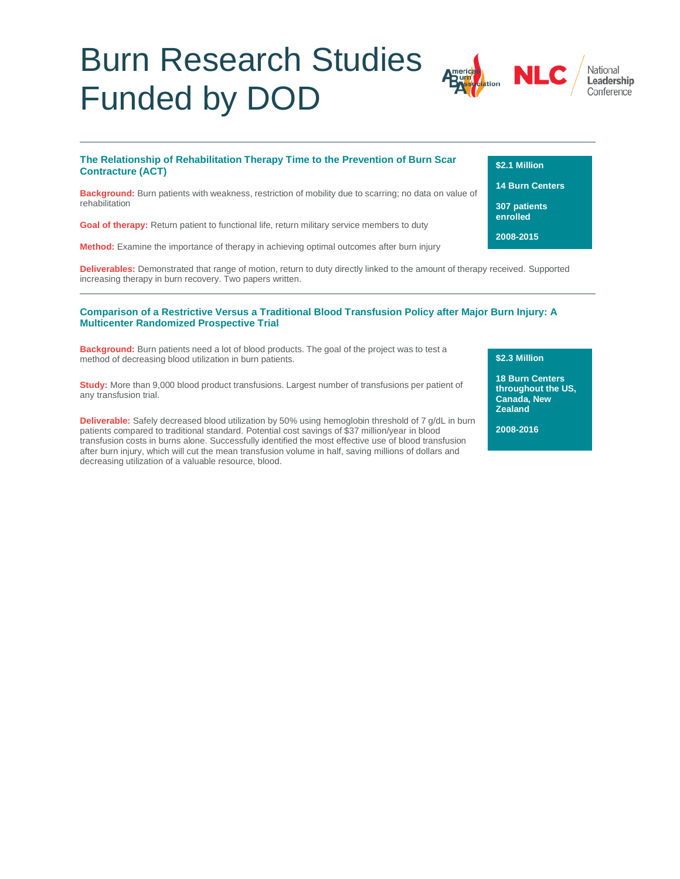# Burn Research Studies Funded by DOD

## The Relationship of Rehabilitation Therapy Time to the Prevention of Burn Scar Contracture (ACT)

**$2.1 Million**

**14 Burn Centers**

**307 patients enrolled**

**2008-2015**

**Background:** Burn patients with weakness, restriction of mobility due to scarring; no data on value of rehabilitation

**Goal of therapy:** Return patient to functional life, return military service members to duty

**Method:** Examine the importance of therapy in achieving optimal outcomes after burn injury

**Deliverables:** Demonstrated that range of motion, return to duty directly linked to the amount of therapy received. Supported increasing therapy in burn recovery. Two papers written.

---

## Comparison of a Restrictive Versus a Traditional Blood Transfusion Policy after Major Burn Injury: A Multicenter Randomized Prospective Trial

**$2.3 Million**

**18 Burn Centers throughout the US, Canada, New Zealand**

**2008-2016**

**Background:** Burn patients need a lot of blood products. The goal of the project was to test a method of decreasing blood utilization in burn patients.

**Study:** More than 9,000 blood product transfusions. Largest number of transfusions per patient of any transfusion trial.

**Deliverable:** Safely decreased blood utilization by 50% using hemoglobin threshold of 7 g/dL in burn patients compared to traditional standard. Potential cost savings of $37 million/year in blood transfusion costs in burns alone. Successfully identified the most effective use of blood transfusion after burn injury, which will cut the mean transfusion volume in half, saving millions of dollars and decreasing utilization of a valuable resource, blood.